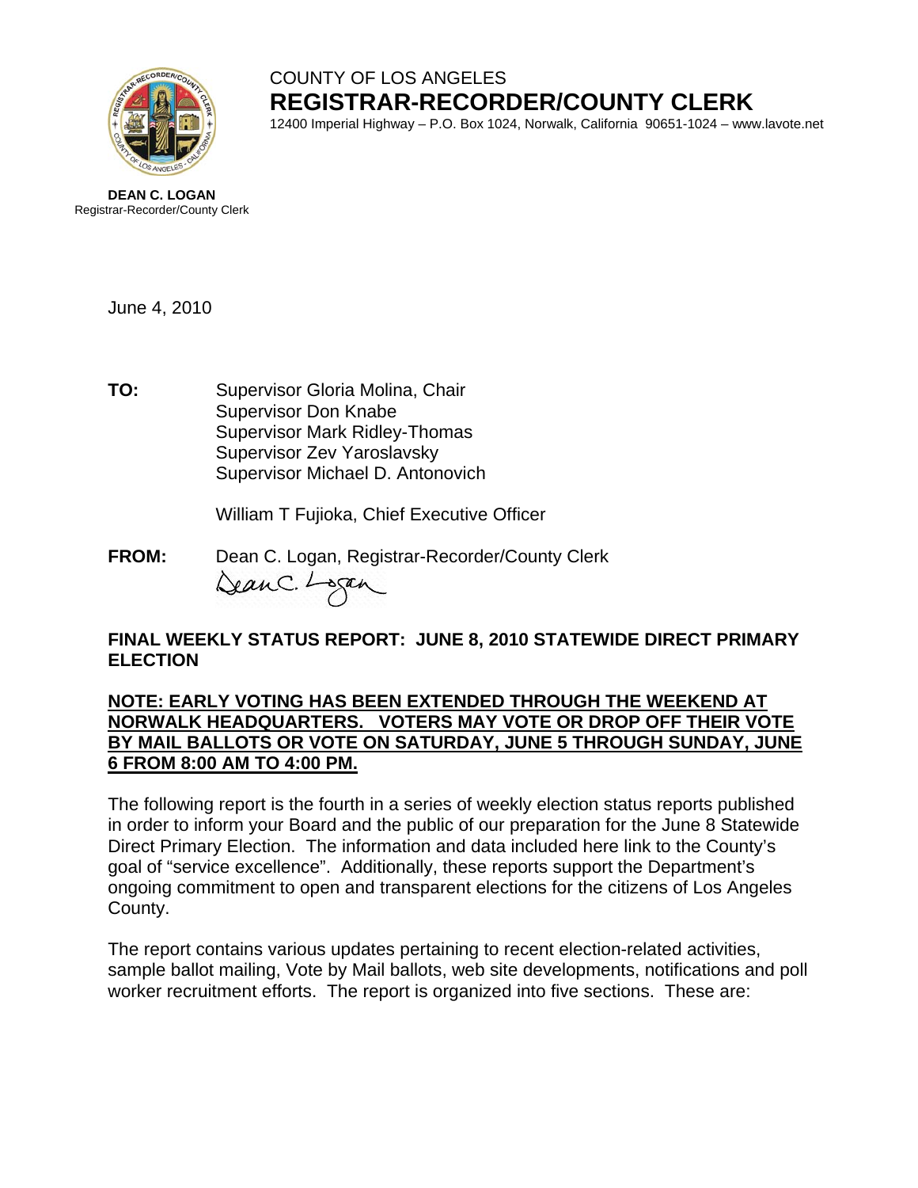COUNTY OF LOS ANGELES
**REGISTRAR-RECORDER/COUNTY CLERK**
12400 Imperial Highway – P.O. Box 1024, Norwalk, California 90651-1024 – www.lavote.net

**DEAN C. LOGAN**
Registrar-Recorder/County Clerk

June 4, 2010

**TO:** Supervisor Gloria Molina, Chair
Supervisor Don Knabe
Supervisor Mark Ridley-Thomas
Supervisor Zev Yaroslavsky
Supervisor Michael D. Antonovich

William T Fujioka, Chief Executive Officer

**FROM:** Dean C. Logan, Registrar-Recorder/County Clerk

**FINAL WEEKLY STATUS REPORT: JUNE 8, 2010 STATEWIDE DIRECT PRIMARY ELECTION**

**NOTE: EARLY VOTING HAS BEEN EXTENDED THROUGH THE WEEKEND AT NORWALK HEADQUARTERS. VOTERS MAY VOTE OR DROP OFF THEIR VOTE BY MAIL BALLOTS OR VOTE ON SATURDAY, JUNE 5 THROUGH SUNDAY, JUNE 6 FROM 8:00 AM TO 4:00 PM.**

The following report is the fourth in a series of weekly election status reports published in order to inform your Board and the public of our preparation for the June 8 Statewide Direct Primary Election. The information and data included here link to the County's goal of "service excellence". Additionally, these reports support the Department's ongoing commitment to open and transparent elections for the citizens of Los Angeles County.

The report contains various updates pertaining to recent election-related activities, sample ballot mailing, Vote by Mail ballots, web site developments, notifications and poll worker recruitment efforts. The report is organized into five sections. These are: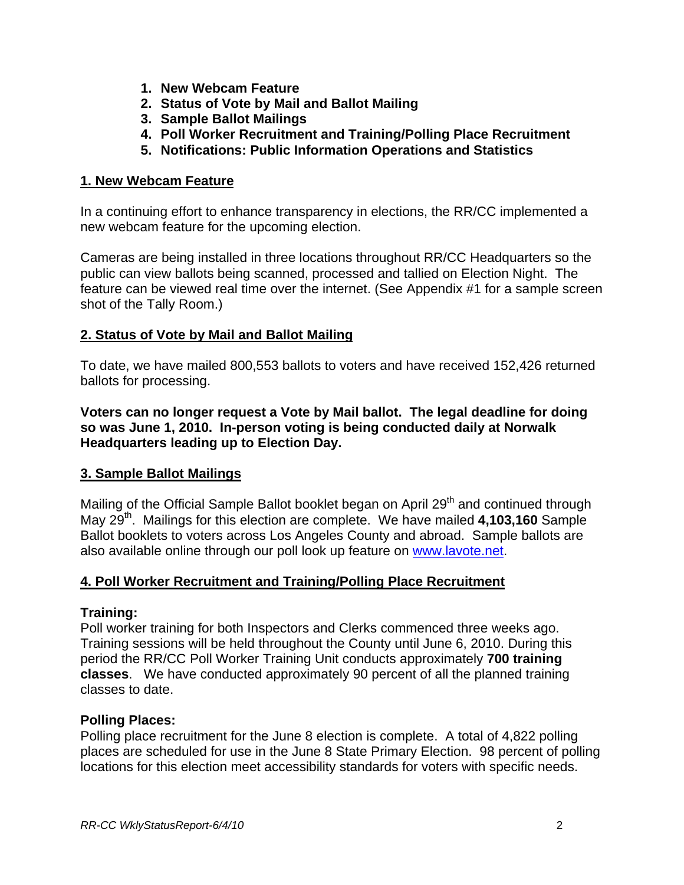1. **New Webcam Feature**
2. **Status of Vote by Mail and Ballot Mailing**
3. **Sample Ballot Mailings**
4. **Poll Worker Recruitment and Training/Polling Place Recruitment**
5. **Notifications: Public Information Operations and Statistics**

## 1. New Webcam Feature

In a continuing effort to enhance transparency in elections, the RR/CC implemented a new webcam feature for the upcoming election.

Cameras are being installed in three locations throughout RR/CC Headquarters so the public can view ballots being scanned, processed and tallied on Election Night. The feature can be viewed real time over the internet. (See Appendix #1 for a sample screen shot of the Tally Room.)

## 2. Status of Vote by Mail and Ballot Mailing

To date, we have mailed 800,553 ballots to voters and have received 152,426 returned ballots for processing.

**Voters can no longer request a Vote by Mail ballot. The legal deadline for doing so was June 1, 2010. In-person voting is being conducted daily at Norwalk Headquarters leading up to Election Day.**

## 3. Sample Ballot Mailings

Mailing of the Official Sample Ballot booklet began on April 29th and continued through May 29th. Mailings for this election are complete. We have mailed **4,103,160** Sample Ballot booklets to voters across Los Angeles County and abroad. Sample ballots are also available online through our poll look up feature on [www.lavote.net](www.lavote.net).

## 4. Poll Worker Recruitment and Training/Polling Place Recruitment

**Training:**
Poll worker training for both Inspectors and Clerks commenced three weeks ago. Training sessions will be held throughout the County until June 6, 2010. During this period the RR/CC Poll Worker Training Unit conducts approximately **700 training classes**. We have conducted approximately 90 percent of all the planned training classes to date.

**Polling Places:**
Polling place recruitment for the June 8 election is complete. A total of 4,822 polling places are scheduled for use in the June 8 State Primary Election. 98 percent of polling locations for this election meet accessibility standards for voters with specific needs.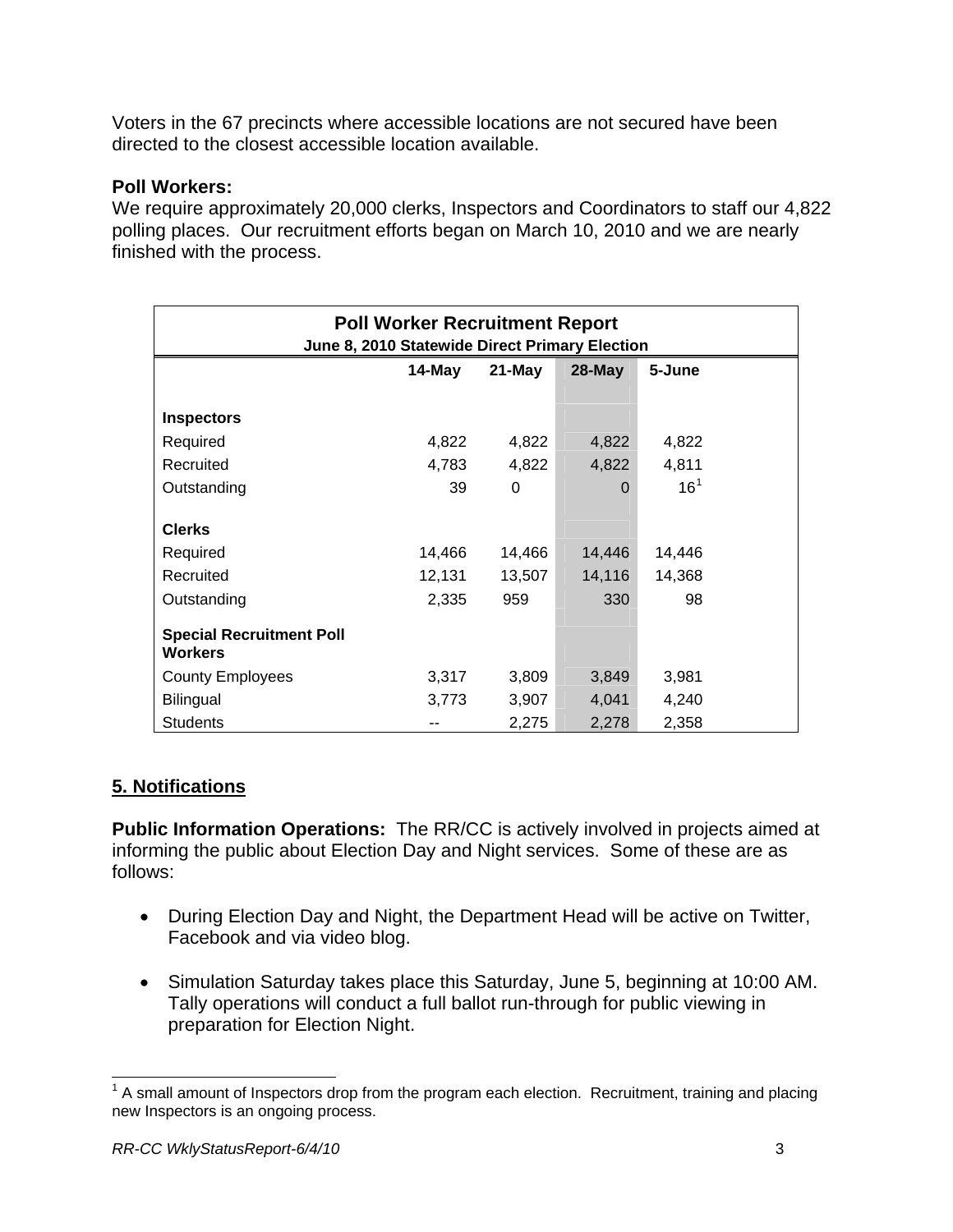Voters in the 67 precincts where accessible locations are not secured have been directed to the closest accessible location available.

**Poll Workers:**
We require approximately 20,000 clerks, Inspectors and Coordinators to staff our 4,822 polling places. Our recruitment efforts began on March 10, 2010 and we are nearly finished with the process.

| **Poll Worker Recruitment Report**<br>**June 8, 2010 Statewide Direct Primary Election** | | | | |
|---|---|---|---|---|
| | **14-May** | **21-May** | **28-May** | **5-June** |
| **Inspectors** | | | | |
| Required | 4,822 | 4,822 | 4,822 | 4,822 |
| Recruited | 4,783 | 4,822 | 4,822 | 4,811 |
| Outstanding | 39 | 0 | 0 | 16[1] |
| **Clerks** | | | | |
| Required | 14,466 | 14,466 | 14,446 | 14,446 |
| Recruited | 12,131 | 13,507 | 14,116 | 14,368 |
| Outstanding | 2,335 | 959 | 330 | 98 |
| **Special Recruitment Poll Workers** | | | | |
| County Employees | 3,317 | 3,809 | 3,849 | 3,981 |
| Bilingual | 3,773 | 3,907 | 4,041 | 4,240 |
| Students | -- | 2,275 | 2,278 | 2,358 |

## 5. Notifications

**Public Information Operations:** The RR/CC is actively involved in projects aimed at informing the public about Election Day and Night services. Some of these are as follows:

- During Election Day and Night, the Department Head will be active on Twitter, Facebook and via video blog.
- Simulation Saturday takes place this Saturday, June 5, beginning at 10:00 AM. Tally operations will conduct a full ballot run-through for public viewing in preparation for Election Night.

[1] A small amount of Inspectors drop from the program each election. Recruitment, training and placing new Inspectors is an ongoing process.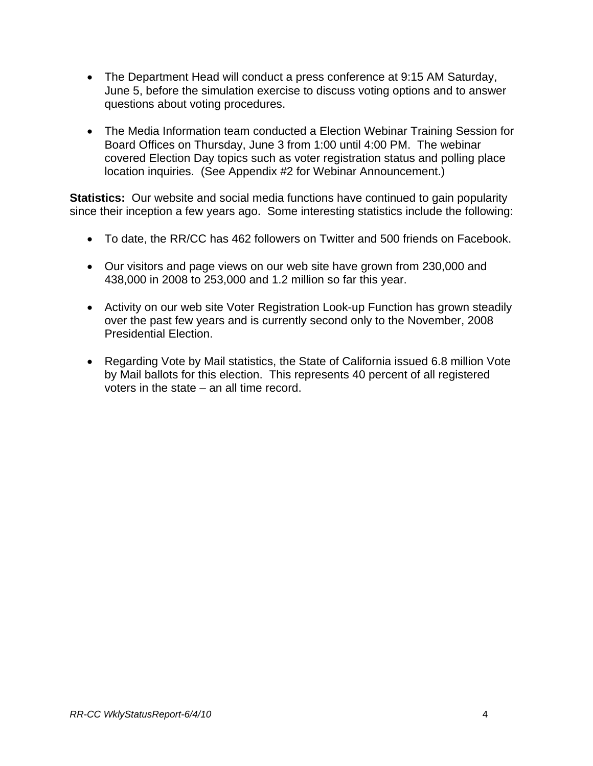- The Department Head will conduct a press conference at 9:15 AM Saturday, June 5, before the simulation exercise to discuss voting options and to answer questions about voting procedures.

- The Media Information team conducted a Election Webinar Training Session for Board Offices on Thursday, June 3 from 1:00 until 4:00 PM. The webinar covered Election Day topics such as voter registration status and polling place location inquiries. (See Appendix #2 for Webinar Announcement.)

**Statistics:** Our website and social media functions have continued to gain popularity since their inception a few years ago. Some interesting statistics include the following:

- To date, the RR/CC has 462 followers on Twitter and 500 friends on Facebook.

- Our visitors and page views on our web site have grown from 230,000 and 438,000 in 2008 to 253,000 and 1.2 million so far this year.

- Activity on our web site Voter Registration Look-up Function has grown steadily over the past few years and is currently second only to the November, 2008 Presidential Election.

- Regarding Vote by Mail statistics, the State of California issued 6.8 million Vote by Mail ballots for this election. This represents 40 percent of all registered voters in the state – an all time record.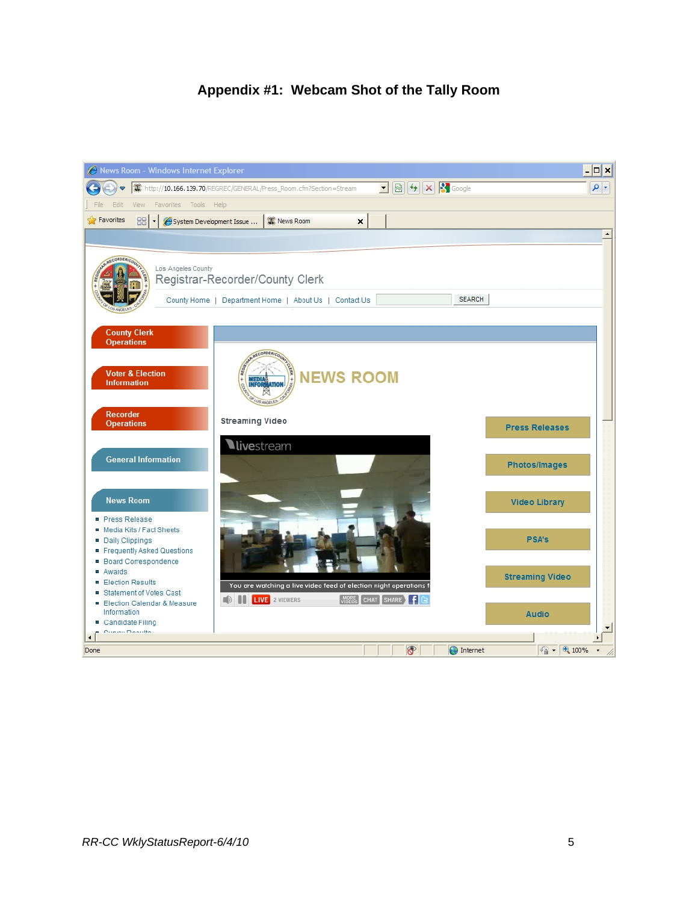## Appendix #1: Webcam Shot of the Tally Room

News Room - Windows Internet Explorer

http://10.166.139.70/REGREC/GENERAL/Press_Room.cfm?Section=Stream

File Edit View Favorites Tools Help

Favorites | System Development Issue ... | News Room

Los Angeles County

Registrar-Recorder/County Clerk

County Home | Department Home | About Us | Contact Us | SEARCH

- County Clerk Operations
- Voter & Election Information
- Recorder Operations
- General Information
- News Room
  - Press Release
  - Media Kits / Fact Sheets
  - Daily Clippings
  - Frequently Asked Questions
  - Board Correspondence
  - Awards
  - Election Results
  - Statement of Votes Cast
  - Election Calendar & Measure Information
  - Candidate Filing

NEWS ROOM

Streaming Video

livestream

You are watching a live video feed of election night operations f

LIVE 2 VIEWERS MORE VIDEOS CHAT SHARE

- Press Releases
- Photos/Images
- Video Library
- PSA's
- Streaming Video
- Audio

Done | Internet | 100%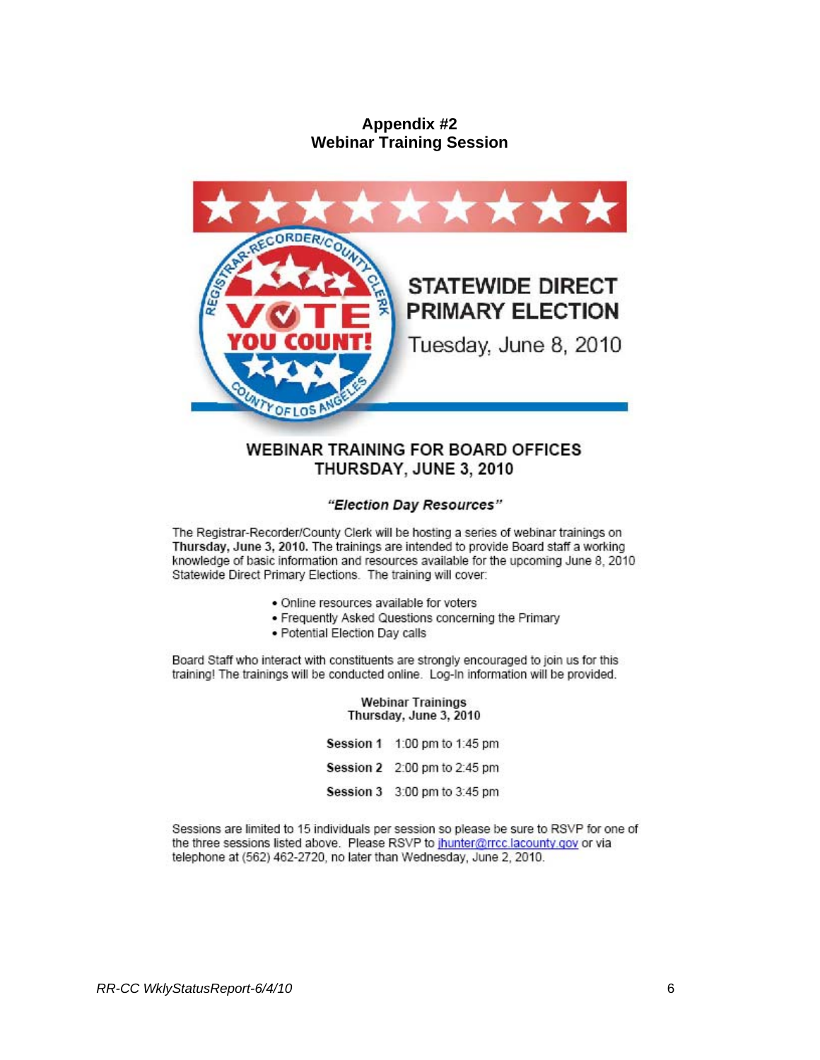# Appendix #2
## Webinar Training Session

REGISTRAR-RECORDER/COUNTY CLERK

VOTE YOU COUNT!

COUNTY OF LOS ANGELES

STATEWIDE DIRECT PRIMARY ELECTION

Tuesday, June 8, 2010

## WEBINAR TRAINING FOR BOARD OFFICES
## THURSDAY, JUNE 3, 2010

***"Election Day Resources"***

The Registrar-Recorder/County Clerk will be hosting a series of webinar trainings on **Thursday, June 3, 2010.** The trainings are intended to provide Board staff a working knowledge of basic information and resources available for the upcoming June 8, 2010 Statewide Direct Primary Elections. The training will cover:

- Online resources available for voters
- Frequently Asked Questions concerning the Primary
- Potential Election Day calls

Board Staff who interact with constituents are strongly encouraged to join us for this training! The trainings will be conducted online. Log-In information will be provided.

**Webinar Trainings**
**Thursday, June 3, 2010**

| | |
|---|---|
| **Session 1** | 1:00 pm to 1:45 pm |
| **Session 2** | 2:00 pm to 2:45 pm |
| **Session 3** | 3:00 pm to 3:45 pm |

Sessions are limited to 15 individuals per session so please be sure to RSVP for one of the three sessions listed above. Please RSVP to jhunter@rrcc.lacounty.gov or via telephone at (562) 462-2720, no later than Wednesday, June 2, 2010.